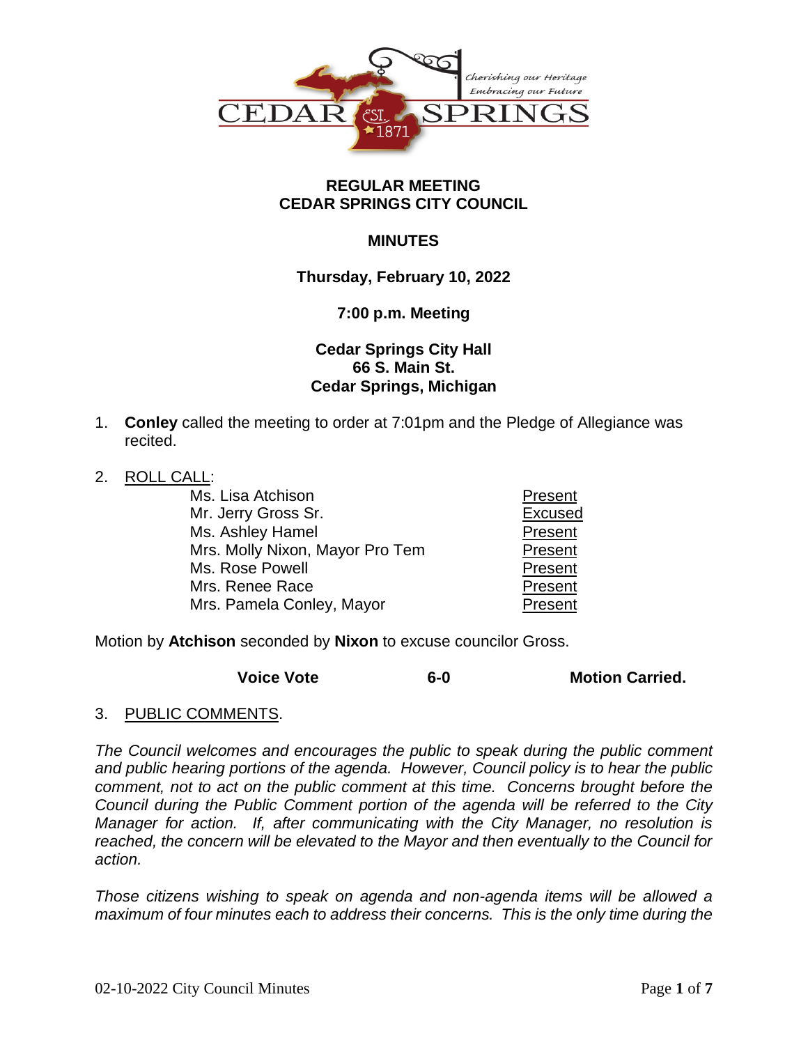CEDAR SPRINGS

Cherishing our Heritage
Embracing our Future

EST. 1871

# REGULAR MEETING
# CEDAR SPRINGS CITY COUNCIL

## MINUTES

**Thursday, February 10, 2022**

**7:00 p.m. Meeting**

**Cedar Springs City Hall**
**66 S. Main St.**
**Cedar Springs, Michigan**

1. **Conley** called the meeting to order at 7:01pm and the Pledge of Allegiance was recited.

2. ROLL CALL:

| | |
|---|---|
| Ms. Lisa Atchison | Present |
| Mr. Jerry Gross Sr. | Excused |
| Ms. Ashley Hamel | Present |
| Mrs. Molly Nixon, Mayor Pro Tem | Present |
| Ms. Rose Powell | Present |
| Mrs. Renee Race | Present |
| Mrs. Pamela Conley, Mayor | Present |

Motion by **Atchison** seconded by **Nixon** to excuse councilor Gross.

**Voice Vote** **6-0** **Motion Carried.**

3. PUBLIC COMMENTS.

*The Council welcomes and encourages the public to speak during the public comment and public hearing portions of the agenda. However, Council policy is to hear the public comment, not to act on the public comment at this time. Concerns brought before the Council during the Public Comment portion of the agenda will be referred to the City Manager for action. If, after communicating with the City Manager, no resolution is reached, the concern will be elevated to the Mayor and then eventually to the Council for action.*

*Those citizens wishing to speak on agenda and non-agenda items will be allowed a maximum of four minutes each to address their concerns. This is the only time during the*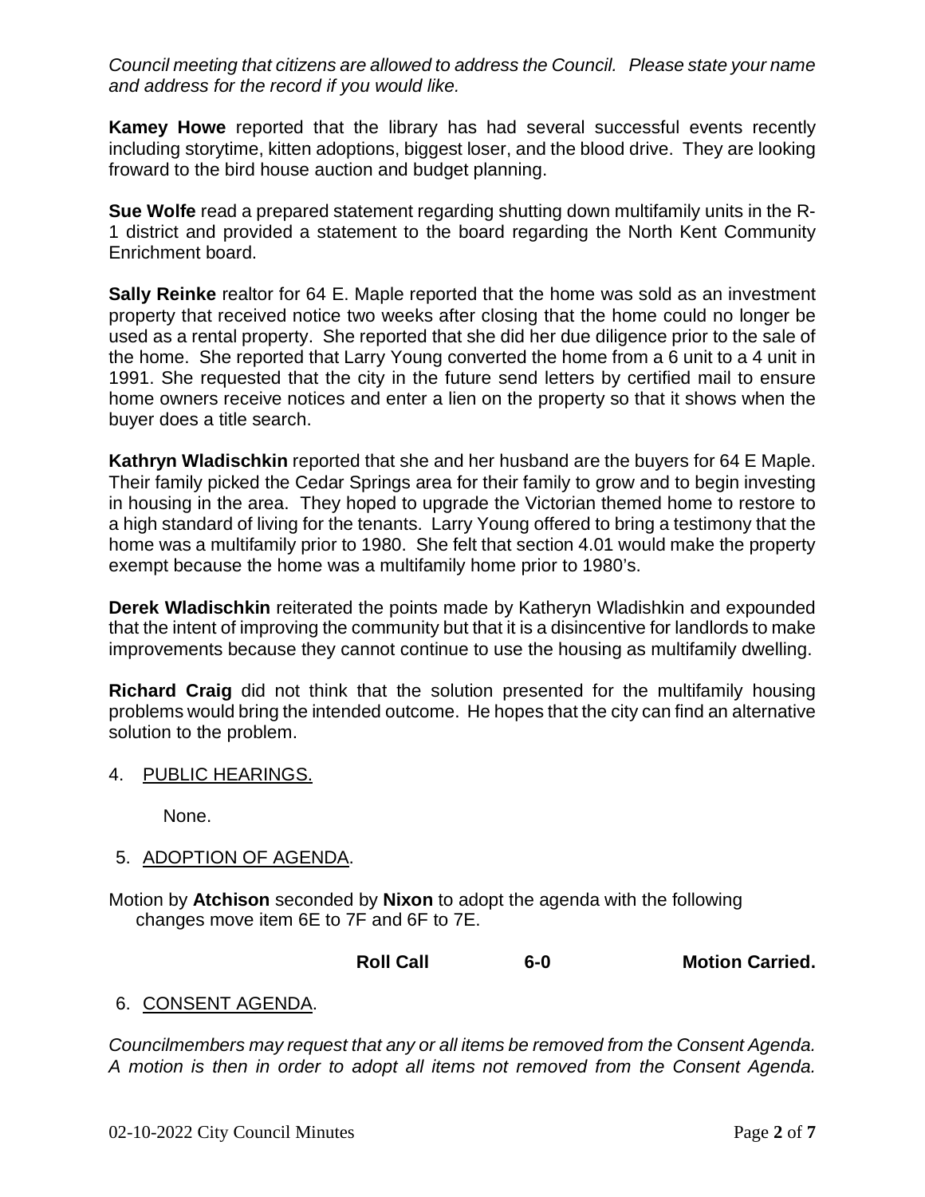*Council meeting that citizens are allowed to address the Council. Please state your name and address for the record if you would like.*

**Kamey Howe** reported that the library has had several successful events recently including storytime, kitten adoptions, biggest loser, and the blood drive. They are looking froward to the bird house auction and budget planning.

**Sue Wolfe** read a prepared statement regarding shutting down multifamily units in the R-1 district and provided a statement to the board regarding the North Kent Community Enrichment board.

**Sally Reinke** realtor for 64 E. Maple reported that the home was sold as an investment property that received notice two weeks after closing that the home could no longer be used as a rental property. She reported that she did her due diligence prior to the sale of the home. She reported that Larry Young converted the home from a 6 unit to a 4 unit in 1991. She requested that the city in the future send letters by certified mail to ensure home owners receive notices and enter a lien on the property so that it shows when the buyer does a title search.

**Kathryn Wladischkin** reported that she and her husband are the buyers for 64 E Maple. Their family picked the Cedar Springs area for their family to grow and to begin investing in housing in the area. They hoped to upgrade the Victorian themed home to restore to a high standard of living for the tenants. Larry Young offered to bring a testimony that the home was a multifamily prior to 1980. She felt that section 4.01 would make the property exempt because the home was a multifamily home prior to 1980's.

**Derek Wladischkin** reiterated the points made by Katheryn Wladishkin and expounded that the intent of improving the community but that it is a disincentive for landlords to make improvements because they cannot continue to use the housing as multifamily dwelling.

**Richard Craig** did not think that the solution presented for the multifamily housing problems would bring the intended outcome. He hopes that the city can find an alternative solution to the problem.

4. PUBLIC HEARINGS.

None.

5. ADOPTION OF AGENDA.

Motion by **Atchison** seconded by **Nixon** to adopt the agenda with the following changes move item 6E to 7F and 6F to 7E.

**Roll Call** **6-0** **Motion Carried.**

6. CONSENT AGENDA.

*Councilmembers may request that any or all items be removed from the Consent Agenda. A motion is then in order to adopt all items not removed from the Consent Agenda.*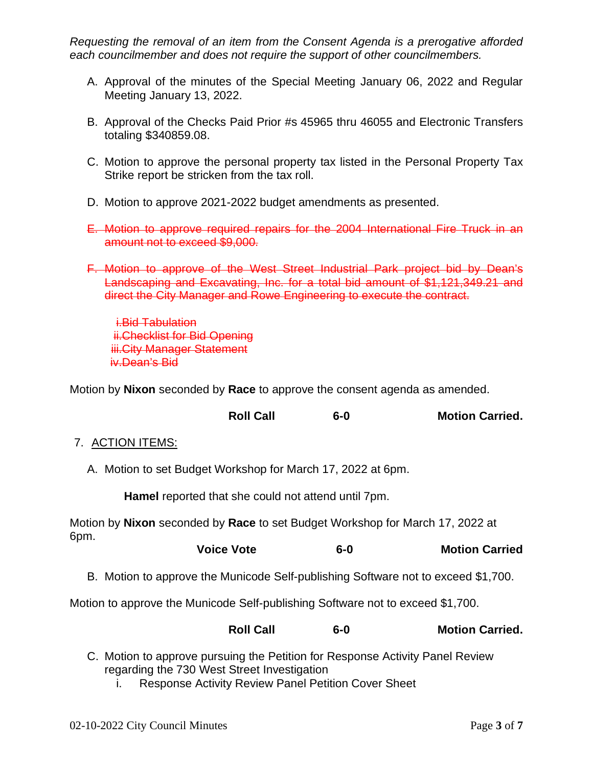*Requesting the removal of an item from the Consent Agenda is a prerogative afforded each councilmember and does not require the support of other councilmembers.*

A. Approval of the minutes of the Special Meeting January 06, 2022 and Regular Meeting January 13, 2022.

B. Approval of the Checks Paid Prior #s 45965 thru 46055 and Electronic Transfers totaling $340859.08.

C. Motion to approve the personal property tax listed in the Personal Property Tax Strike report be stricken from the tax roll.

D. Motion to approve 2021-2022 budget amendments as presented.

~~E. Motion to approve required repairs for the 2004 International Fire Truck in an amount not to exceed $9,000.~~

~~F. Motion to approve of the West Street Industrial Park project bid by Dean's Landscaping and Excavating, Inc. for a total bid amount of $1,121,349.21 and direct the City Manager and Rowe Engineering to execute the contract.~~

~~i. Bid Tabulation~~
~~ii. Checklist for Bid Opening~~
~~iii. City Manager Statement~~
~~iv. Dean's Bid~~

Motion by **Nixon** seconded by **Race** to approve the consent agenda as amended.

**Roll Call 6-0 Motion Carried.**

7. ACTION ITEMS:

A. Motion to set Budget Workshop for March 17, 2022 at 6pm.

**Hamel** reported that she could not attend until 7pm.

Motion by **Nixon** seconded by **Race** to set Budget Workshop for March 17, 2022 at 6pm.

**Voice Vote 6-0 Motion Carried**

B. Motion to approve the Municode Self-publishing Software not to exceed $1,700.

Motion to approve the Municode Self-publishing Software not to exceed $1,700.

**Roll Call 6-0 Motion Carried.**

C. Motion to approve pursuing the Petition for Response Activity Panel Review regarding the 730 West Street Investigation
   i. Response Activity Review Panel Petition Cover Sheet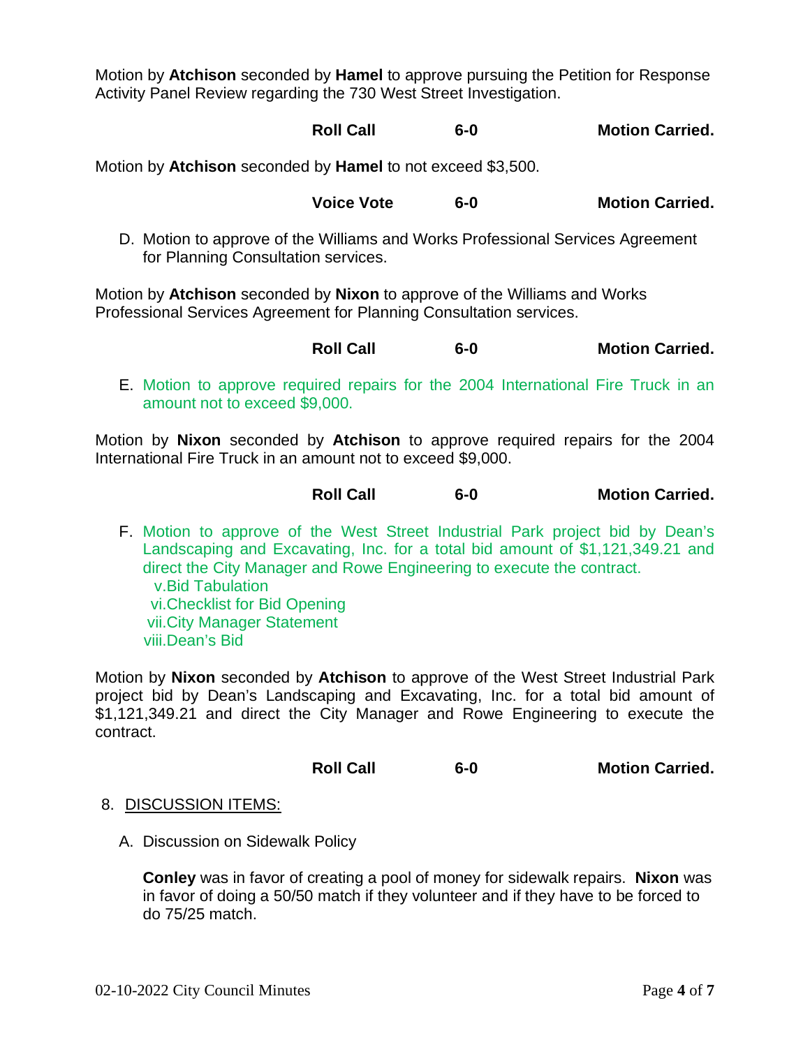Motion by **Atchison** seconded by **Hamel** to approve pursuing the Petition for Response Activity Panel Review regarding the 730 West Street Investigation.

**Roll Call** **6-0** **Motion Carried.**

Motion by **Atchison** seconded by **Hamel** to not exceed $3,500.

**Voice Vote** **6-0** **Motion Carried.**

D. Motion to approve of the Williams and Works Professional Services Agreement for Planning Consultation services.

Motion by **Atchison** seconded by **Nixon** to approve of the Williams and Works Professional Services Agreement for Planning Consultation services.

**Roll Call** **6-0** **Motion Carried.**

E. Motion to approve required repairs for the 2004 International Fire Truck in an amount not to exceed $9,000.

Motion by **Nixon** seconded by **Atchison** to approve required repairs for the 2004 International Fire Truck in an amount not to exceed $9,000.

**Roll Call** **6-0** **Motion Carried.**

F. Motion to approve of the West Street Industrial Park project bid by Dean's Landscaping and Excavating, Inc. for a total bid amount of $1,121,349.21 and direct the City Manager and Rowe Engineering to execute the contract.
   v. Bid Tabulation
   vi. Checklist for Bid Opening
   vii. City Manager Statement
   viii. Dean's Bid

Motion by **Nixon** seconded by **Atchison** to approve of the West Street Industrial Park project bid by Dean's Landscaping and Excavating, Inc. for a total bid amount of $1,121,349.21 and direct the City Manager and Rowe Engineering to execute the contract.

**Roll Call** **6-0** **Motion Carried.**

8. DISCUSSION ITEMS:

A. Discussion on Sidewalk Policy

**Conley** was in favor of creating a pool of money for sidewalk repairs. **Nixon** was in favor of doing a 50/50 match if they volunteer and if they have to be forced to do 75/25 match.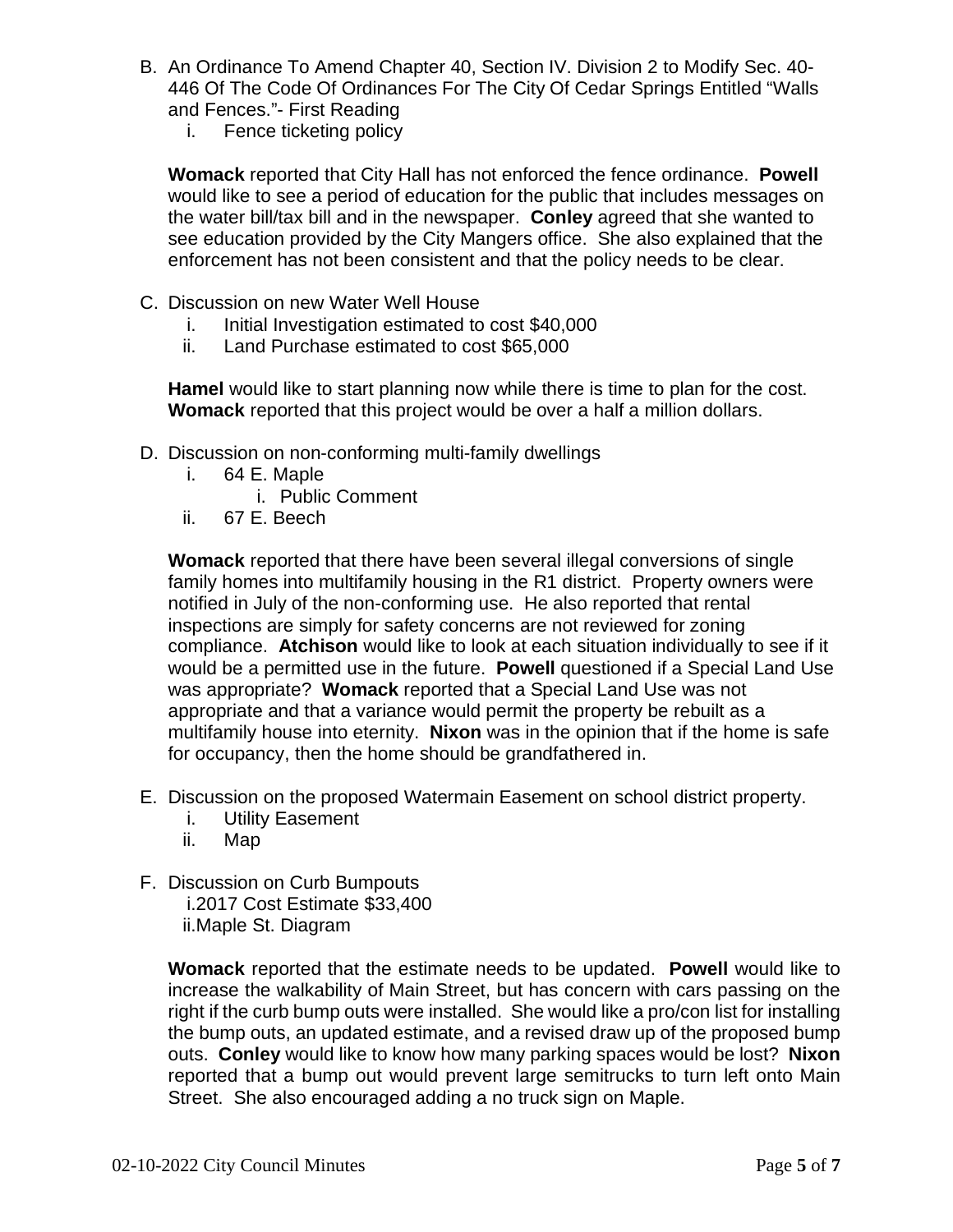B. An Ordinance To Amend Chapter 40, Section IV. Division 2 to Modify Sec. 40-446 Of The Code Of Ordinances For The City Of Cedar Springs Entitled "Walls and Fences."- First Reading
   i. Fence ticketing policy

   **Womack** reported that City Hall has not enforced the fence ordinance. **Powell** would like to see a period of education for the public that includes messages on the water bill/tax bill and in the newspaper. **Conley** agreed that she wanted to see education provided by the City Mangers office. She also explained that the enforcement has not been consistent and that the policy needs to be clear.

C. Discussion on new Water Well House
   i. Initial Investigation estimated to cost $40,000
   ii. Land Purchase estimated to cost $65,000

   **Hamel** would like to start planning now while there is time to plan for the cost. **Womack** reported that this project would be over a half a million dollars.

D. Discussion on non-conforming multi-family dwellings
   i. 64 E. Maple
      i. Public Comment
   ii. 67 E. Beech

   **Womack** reported that there have been several illegal conversions of single family homes into multifamily housing in the R1 district. Property owners were notified in July of the non-conforming use. He also reported that rental inspections are simply for safety concerns are not reviewed for zoning compliance. **Atchison** would like to look at each situation individually to see if it would be a permitted use in the future. **Powell** questioned if a Special Land Use was appropriate? **Womack** reported that a Special Land Use was not appropriate and that a variance would permit the property be rebuilt as a multifamily house into eternity. **Nixon** was in the opinion that if the home is safe for occupancy, then the home should be grandfathered in.

E. Discussion on the proposed Watermain Easement on school district property.
   i. Utility Easement
   ii. Map

F. Discussion on Curb Bumpouts
   i. 2017 Cost Estimate $33,400
   ii. Maple St. Diagram

   **Womack** reported that the estimate needs to be updated. **Powell** would like to increase the walkability of Main Street, but has concern with cars passing on the right if the curb bump outs were installed. She would like a pro/con list for installing the bump outs, an updated estimate, and a revised draw up of the proposed bump outs. **Conley** would like to know how many parking spaces would be lost? **Nixon** reported that a bump out would prevent large semitrucks to turn left onto Main Street. She also encouraged adding a no truck sign on Maple.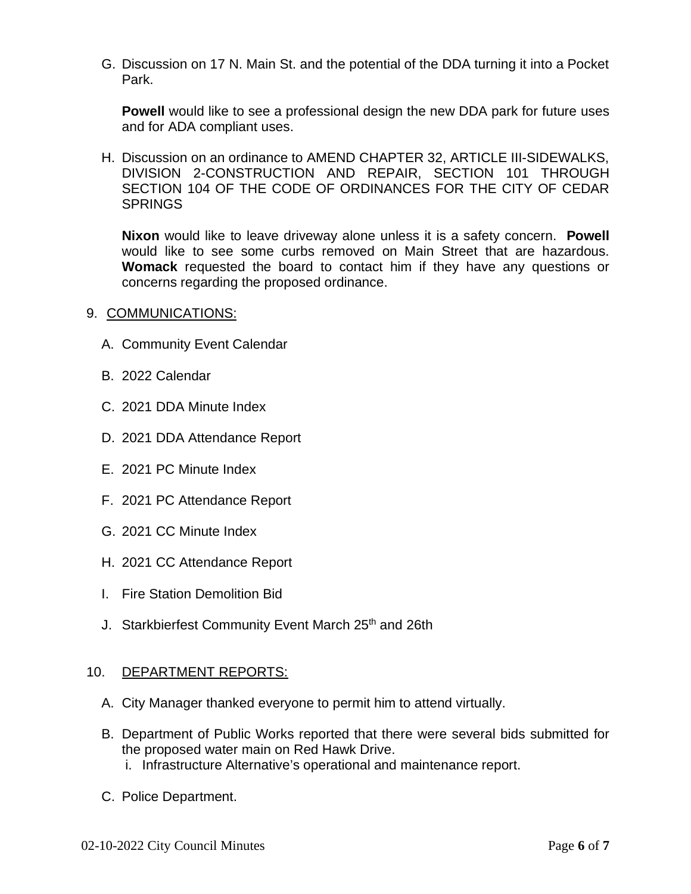G. Discussion on 17 N. Main St. and the potential of the DDA turning it into a Pocket Park.

   **Powell** would like to see a professional design the new DDA park for future uses and for ADA compliant uses.

H. Discussion on an ordinance to AMEND CHAPTER 32, ARTICLE III-SIDEWALKS, DIVISION 2-CONSTRUCTION AND REPAIR, SECTION 101 THROUGH SECTION 104 OF THE CODE OF ORDINANCES FOR THE CITY OF CEDAR SPRINGS

   **Nixon** would like to leave driveway alone unless it is a safety concern. **Powell** would like to see some curbs removed on Main Street that are hazardous. **Womack** requested the board to contact him if they have any questions or concerns regarding the proposed ordinance.

9. COMMUNICATIONS:

   A. Community Event Calendar

   B. 2022 Calendar

   C. 2021 DDA Minute Index

   D. 2021 DDA Attendance Report

   E. 2021 PC Minute Index

   F. 2021 PC Attendance Report

   G. 2021 CC Minute Index

   H. 2021 CC Attendance Report

   I. Fire Station Demolition Bid

   J. Starkbierfest Community Event March 25th and 26th

10. DEPARTMENT REPORTS:

   A. City Manager thanked everyone to permit him to attend virtually.

   B. Department of Public Works reported that there were several bids submitted for the proposed water main on Red Hawk Drive.
      i. Infrastructure Alternative's operational and maintenance report.

   C. Police Department.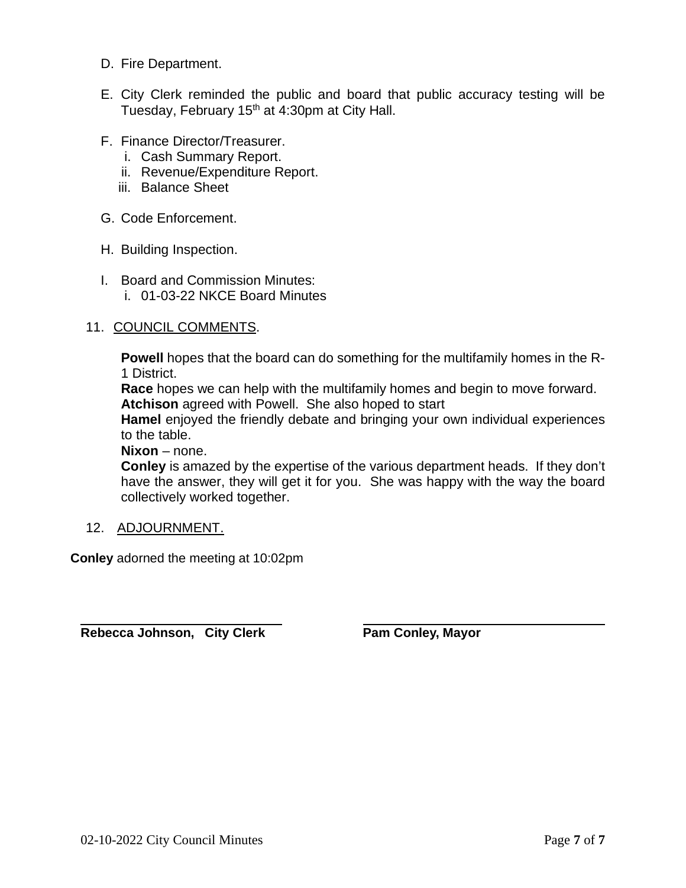D. Fire Department.

E. City Clerk reminded the public and board that public accuracy testing will be Tuesday, February 15th at 4:30pm at City Hall.

F. Finance Director/Treasurer.
   i. Cash Summary Report.
   ii. Revenue/Expenditure Report.
   iii. Balance Sheet

G. Code Enforcement.

H. Building Inspection.

I. Board and Commission Minutes:
   i. 01-03-22 NKCE Board Minutes

11. COUNCIL COMMENTS.

**Powell** hopes that the board can do something for the multifamily homes in the R-1 District.
**Race** hopes we can help with the multifamily homes and begin to move forward.
**Atchison** agreed with Powell. She also hoped to start
**Hamel** enjoyed the friendly debate and bringing your own individual experiences to the table.
**Nixon** – none.
**Conley** is amazed by the expertise of the various department heads. If they don't have the answer, they will get it for you. She was happy with the way the board collectively worked together.

12. ADJOURNMENT.

**Conley** adorned the meeting at 10:02pm

**Rebecca Johnson, City Clerk**

**Pam Conley, Mayor**